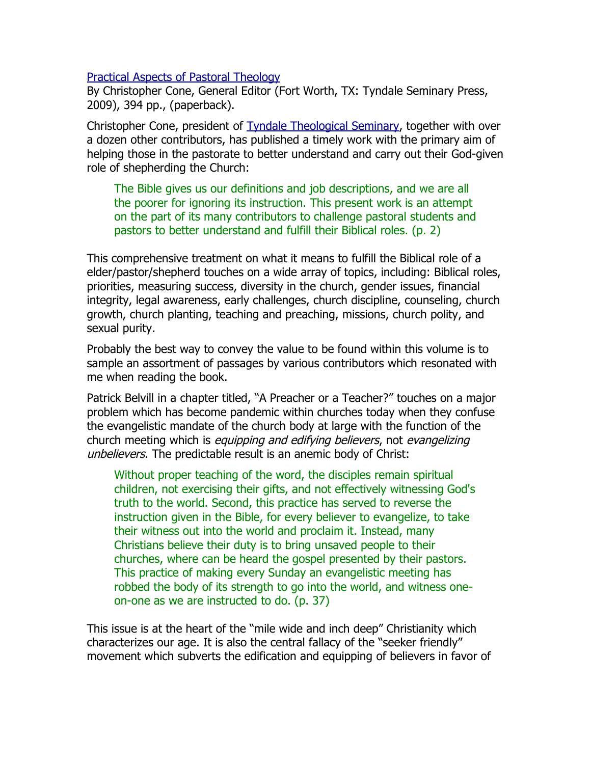[Practical Aspects of Pastoral Theology](#)
By Christopher Cone, General Editor (Fort Worth, TX: Tyndale Seminary Press, 2009), 394 pp., (paperback).

Christopher Cone, president of [Tyndale Theological Seminary](#), together with over a dozen other contributors, has published a timely work with the primary aim of helping those in the pastorate to better understand and carry out their God-given role of shepherding the Church:

> The Bible gives us our definitions and job descriptions, and we are all the poorer for ignoring its instruction. This present work is an attempt on the part of its many contributors to challenge pastoral students and pastors to better understand and fulfill their Biblical roles. (p. 2)

This comprehensive treatment on what it means to fulfill the Biblical role of a elder/pastor/shepherd touches on a wide array of topics, including: Biblical roles, priorities, measuring success, diversity in the church, gender issues, financial integrity, legal awareness, early challenges, church discipline, counseling, church growth, church planting, teaching and preaching, missions, church polity, and sexual purity.

Probably the best way to convey the value to be found within this volume is to sample an assortment of passages by various contributors which resonated with me when reading the book.

Patrick Belvill in a chapter titled, "A Preacher or a Teacher?" touches on a major problem which has become pandemic within churches today when they confuse the evangelistic mandate of the church body at large with the function of the church meeting which is *equipping and edifying believers*, not *evangelizing unbelievers*. The predictable result is an anemic body of Christ:

> Without proper teaching of the word, the disciples remain spiritual children, not exercising their gifts, and not effectively witnessing God's truth to the world. Second, this practice has served to reverse the instruction given in the Bible, for every believer to evangelize, to take their witness out into the world and proclaim it. Instead, many Christians believe their duty is to bring unsaved people to their churches, where can be heard the gospel presented by their pastors. This practice of making every Sunday an evangelistic meeting has robbed the body of its strength to go into the world, and witness one-on-one as we are instructed to do. (p. 37)

This issue is at the heart of the "mile wide and inch deep" Christianity which characterizes our age. It is also the central fallacy of the "seeker friendly" movement which subverts the edification and equipping of believers in favor of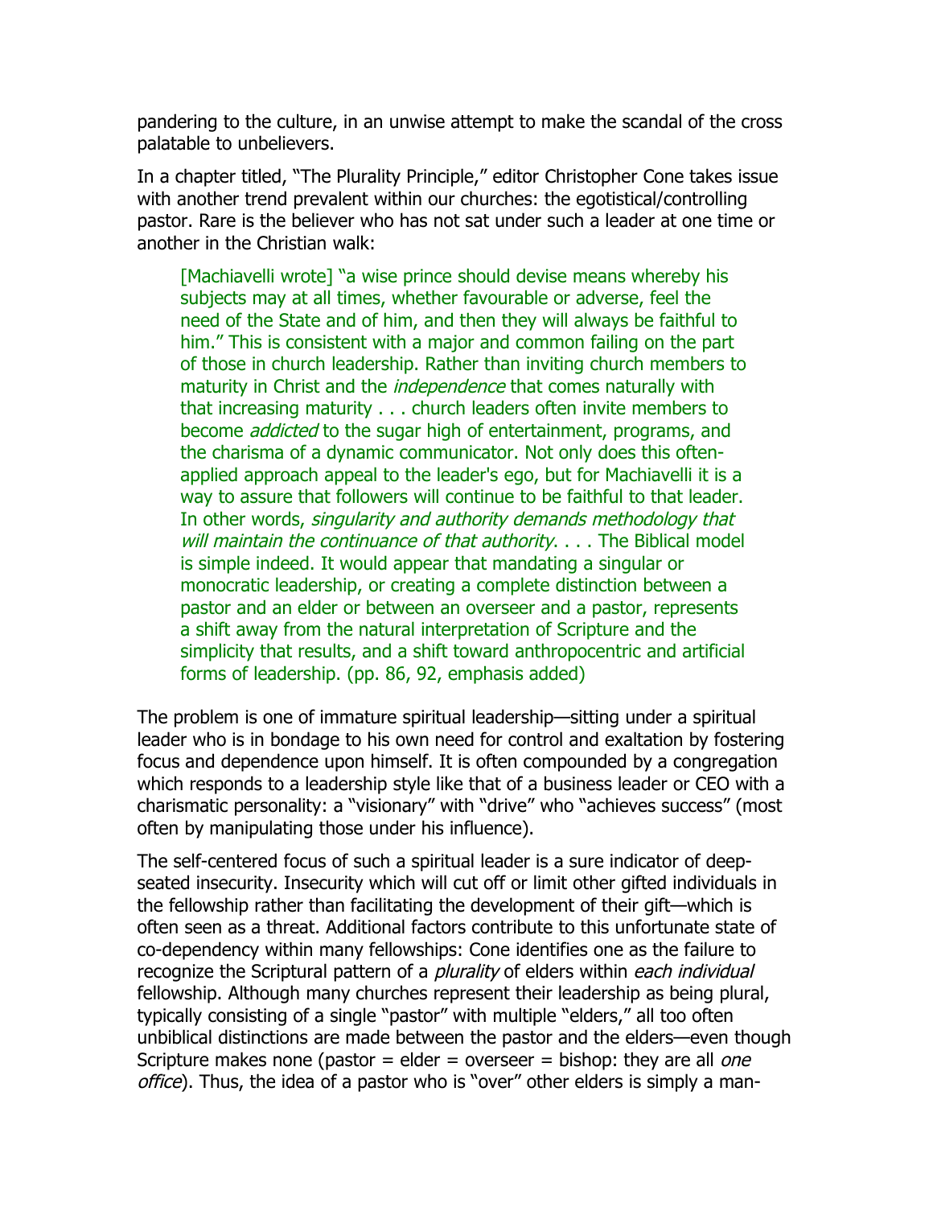pandering to the culture, in an unwise attempt to make the scandal of the cross palatable to unbelievers.

In a chapter titled, "The Plurality Principle," editor Christopher Cone takes issue with another trend prevalent within our churches: the egotistical/controlling pastor. Rare is the believer who has not sat under such a leader at one time or another in the Christian walk:

> [Machiavelli wrote] "a wise prince should devise means whereby his subjects may at all times, whether favourable or adverse, feel the need of the State and of him, and then they will always be faithful to him." This is consistent with a major and common failing on the part of those in church leadership. Rather than inviting church members to maturity in Christ and the *independence* that comes naturally with that increasing maturity . . . church leaders often invite members to become *addicted* to the sugar high of entertainment, programs, and the charisma of a dynamic communicator. Not only does this often-applied approach appeal to the leader's ego, but for Machiavelli it is a way to assure that followers will continue to be faithful to that leader. In other words, *singularity and authority demands methodology that will maintain the continuance of that authority*. . . . The Biblical model is simple indeed. It would appear that mandating a singular or monocratic leadership, or creating a complete distinction between a pastor and an elder or between an overseer and a pastor, represents a shift away from the natural interpretation of Scripture and the simplicity that results, and a shift toward anthropocentric and artificial forms of leadership. (pp. 86, 92, emphasis added)

The problem is one of immature spiritual leadership—sitting under a spiritual leader who is in bondage to his own need for control and exaltation by fostering focus and dependence upon himself. It is often compounded by a congregation which responds to a leadership style like that of a business leader or CEO with a charismatic personality: a "visionary" with "drive" who "achieves success" (most often by manipulating those under his influence).

The self-centered focus of such a spiritual leader is a sure indicator of deep-seated insecurity. Insecurity which will cut off or limit other gifted individuals in the fellowship rather than facilitating the development of their gift—which is often seen as a threat. Additional factors contribute to this unfortunate state of co-dependency within many fellowships: Cone identifies one as the failure to recognize the Scriptural pattern of a *plurality* of elders within *each individual* fellowship. Although many churches represent their leadership as being plural, typically consisting of a single "pastor" with multiple "elders," all too often unbiblical distinctions are made between the pastor and the elders—even though Scripture makes none (pastor = elder = overseer = bishop: they are all *one office*). Thus, the idea of a pastor who is "over" other elders is simply a man-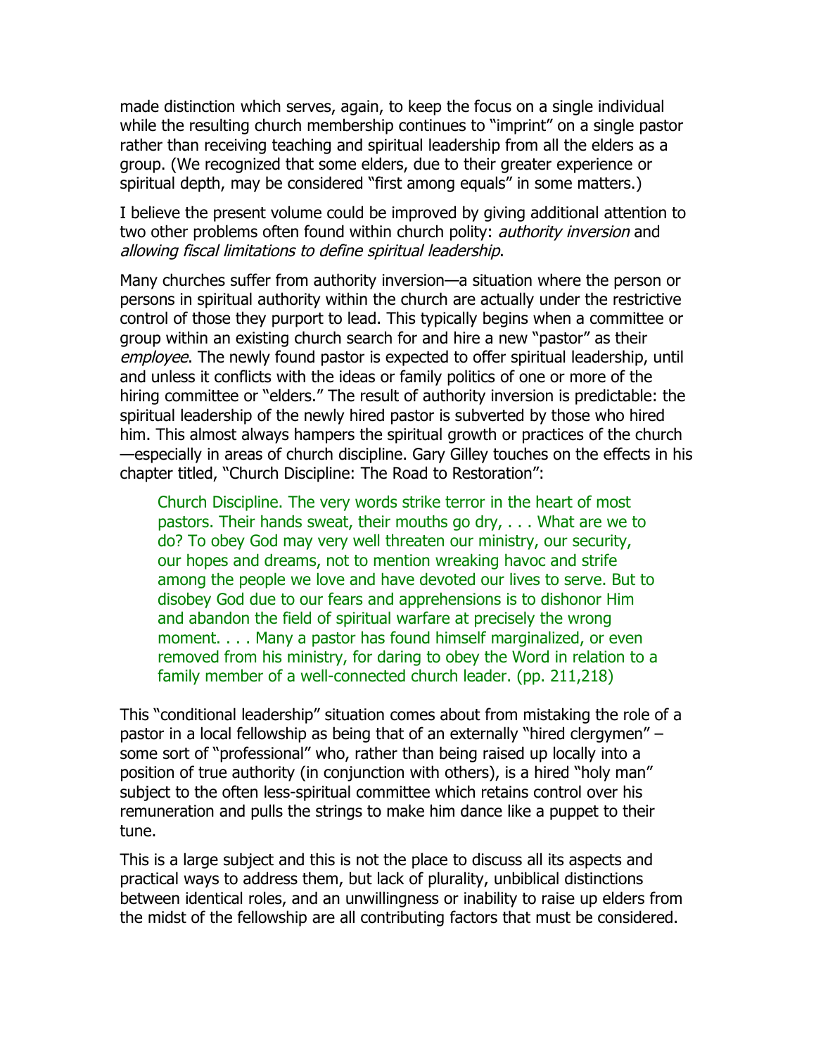made distinction which serves, again, to keep the focus on a single individual while the resulting church membership continues to "imprint" on a single pastor rather than receiving teaching and spiritual leadership from all the elders as a group. (We recognized that some elders, due to their greater experience or spiritual depth, may be considered "first among equals" in some matters.)

I believe the present volume could be improved by giving additional attention to two other problems often found within church polity: *authority inversion* and *allowing fiscal limitations to define spiritual leadership*.

Many churches suffer from authority inversion—a situation where the person or persons in spiritual authority within the church are actually under the restrictive control of those they purport to lead. This typically begins when a committee or group within an existing church search for and hire a new "pastor" as their *employee*. The newly found pastor is expected to offer spiritual leadership, until and unless it conflicts with the ideas or family politics of one or more of the hiring committee or "elders." The result of authority inversion is predictable: the spiritual leadership of the newly hired pastor is subverted by those who hired him. This almost always hampers the spiritual growth or practices of the church—especially in areas of church discipline. Gary Gilley touches on the effects in his chapter titled, "Church Discipline: The Road to Restoration":

> Church Discipline. The very words strike terror in the heart of most pastors. Their hands sweat, their mouths go dry, . . . What are we to do? To obey God may very well threaten our ministry, our security, our hopes and dreams, not to mention wreaking havoc and strife among the people we love and have devoted our lives to serve. But to disobey God due to our fears and apprehensions is to dishonor Him and abandon the field of spiritual warfare at precisely the wrong moment. . . . Many a pastor has found himself marginalized, or even removed from his ministry, for daring to obey the Word in relation to a family member of a well-connected church leader. (pp. 211,218)

This "conditional leadership" situation comes about from mistaking the role of a pastor in a local fellowship as being that of an externally "hired clergymen" – some sort of "professional" who, rather than being raised up locally into a position of true authority (in conjunction with others), is a hired "holy man" subject to the often less-spiritual committee which retains control over his remuneration and pulls the strings to make him dance like a puppet to their tune.

This is a large subject and this is not the place to discuss all its aspects and practical ways to address them, but lack of plurality, unbiblical distinctions between identical roles, and an unwillingness or inability to raise up elders from the midst of the fellowship are all contributing factors that must be considered.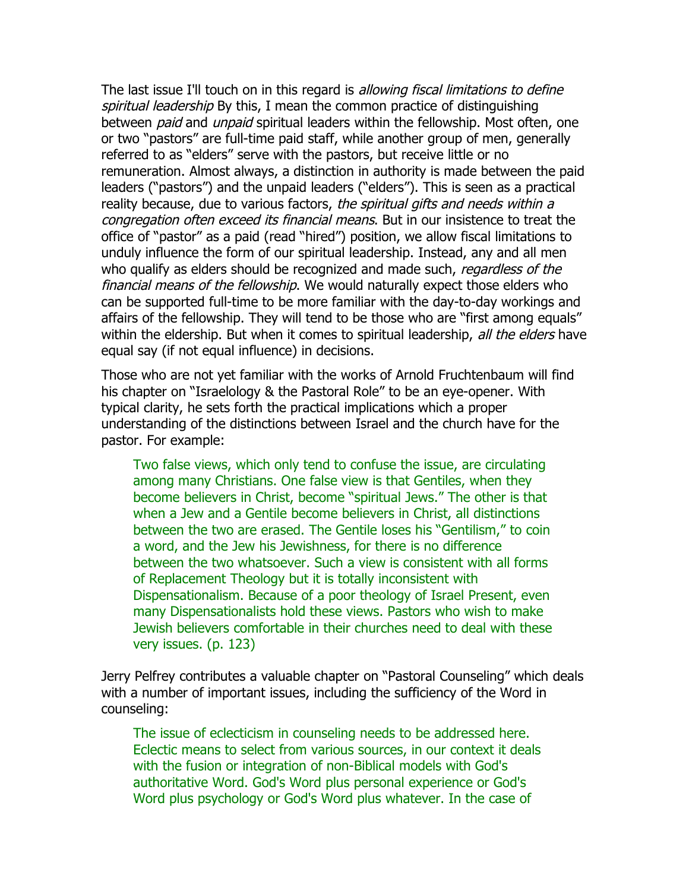The last issue I'll touch on in this regard is *allowing fiscal limitations to define spiritual leadership* By this, I mean the common practice of distinguishing between *paid* and *unpaid* spiritual leaders within the fellowship. Most often, one or two "pastors" are full-time paid staff, while another group of men, generally referred to as "elders" serve with the pastors, but receive little or no remuneration. Almost always, a distinction in authority is made between the paid leaders ("pastors") and the unpaid leaders ("elders"). This is seen as a practical reality because, due to various factors, *the spiritual gifts and needs within a congregation often exceed its financial means*. But in our insistence to treat the office of "pastor" as a paid (read "hired") position, we allow fiscal limitations to unduly influence the form of our spiritual leadership. Instead, any and all men who qualify as elders should be recognized and made such, *regardless of the financial means of the fellowship*. We would naturally expect those elders who can be supported full-time to be more familiar with the day-to-day workings and affairs of the fellowship. They will tend to be those who are "first among equals" within the eldership. But when it comes to spiritual leadership, *all the elders* have equal say (if not equal influence) in decisions.

Those who are not yet familiar with the works of Arnold Fruchtenbaum will find his chapter on "Israelology & the Pastoral Role" to be an eye-opener. With typical clarity, he sets forth the practical implications which a proper understanding of the distinctions between Israel and the church have for the pastor. For example:

> Two false views, which only tend to confuse the issue, are circulating among many Christians. One false view is that Gentiles, when they become believers in Christ, become "spiritual Jews." The other is that when a Jew and a Gentile become believers in Christ, all distinctions between the two are erased. The Gentile loses his "Gentilism," to coin a word, and the Jew his Jewishness, for there is no difference between the two whatsoever. Such a view is consistent with all forms of Replacement Theology but it is totally inconsistent with Dispensationalism. Because of a poor theology of Israel Present, even many Dispensationalists hold these views. Pastors who wish to make Jewish believers comfortable in their churches need to deal with these very issues. (p. 123)

Jerry Pelfrey contributes a valuable chapter on "Pastoral Counseling" which deals with a number of important issues, including the sufficiency of the Word in counseling:

> The issue of eclecticism in counseling needs to be addressed here. Eclectic means to select from various sources, in our context it deals with the fusion or integration of non-Biblical models with God's authoritative Word. God's Word plus personal experience or God's Word plus psychology or God's Word plus whatever. In the case of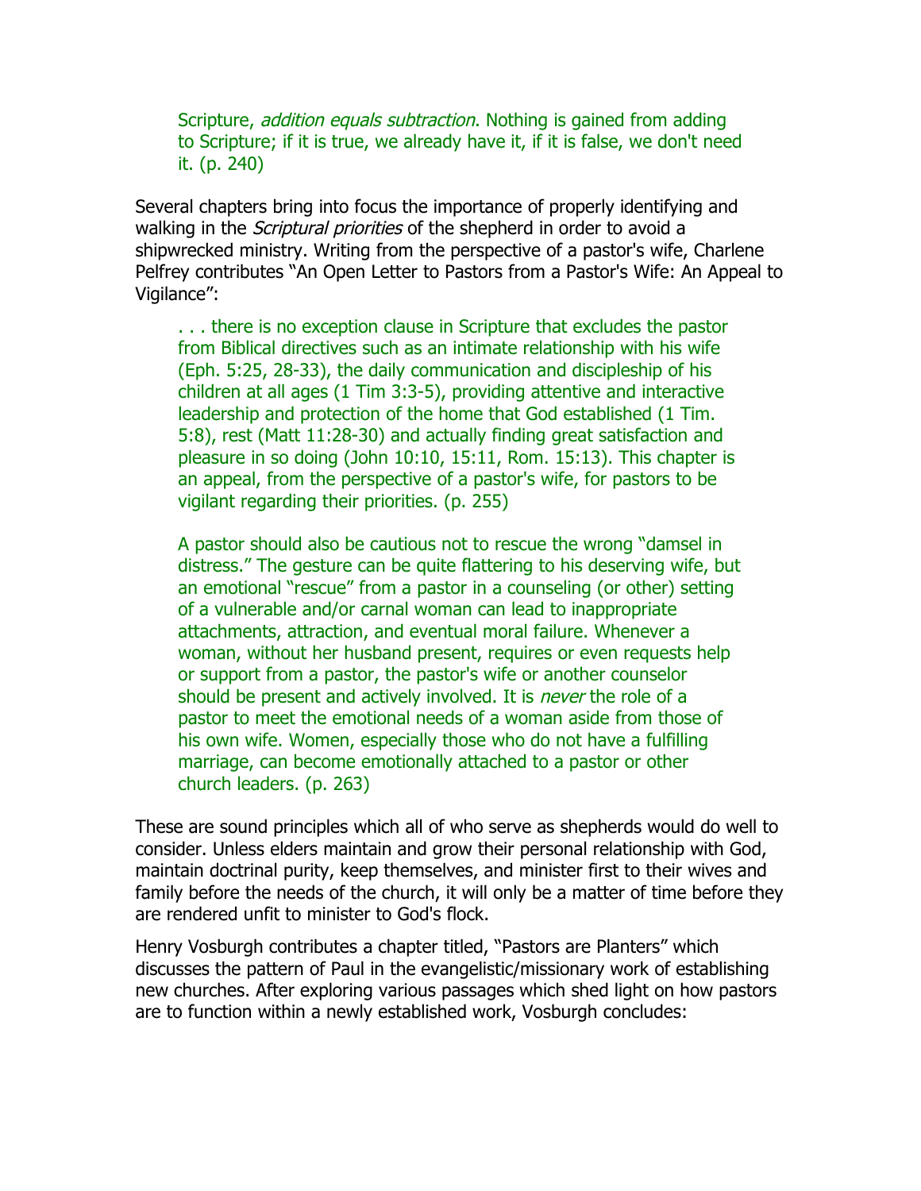> Scripture, *addition equals subtraction*. Nothing is gained from adding to Scripture; if it is true, we already have it, if it is false, we don't need it. (p. 240)

Several chapters bring into focus the importance of properly identifying and walking in the *Scriptural priorities* of the shepherd in order to avoid a shipwrecked ministry. Writing from the perspective of a pastor's wife, Charlene Pelfrey contributes "An Open Letter to Pastors from a Pastor's Wife: An Appeal to Vigilance":

> . . . there is no exception clause in Scripture that excludes the pastor from Biblical directives such as an intimate relationship with his wife (Eph. 5:25, 28-33), the daily communication and discipleship of his children at all ages (1 Tim 3:3-5), providing attentive and interactive leadership and protection of the home that God established (1 Tim. 5:8), rest (Matt 11:28-30) and actually finding great satisfaction and pleasure in so doing (John 10:10, 15:11, Rom. 15:13). This chapter is an appeal, from the perspective of a pastor's wife, for pastors to be vigilant regarding their priorities. (p. 255)
>
> A pastor should also be cautious not to rescue the wrong "damsel in distress." The gesture can be quite flattering to his deserving wife, but an emotional "rescue" from a pastor in a counseling (or other) setting of a vulnerable and/or carnal woman can lead to inappropriate attachments, attraction, and eventual moral failure. Whenever a woman, without her husband present, requires or even requests help or support from a pastor, the pastor's wife or another counselor should be present and actively involved. It is *never* the role of a pastor to meet the emotional needs of a woman aside from those of his own wife. Women, especially those who do not have a fulfilling marriage, can become emotionally attached to a pastor or other church leaders. (p. 263)

These are sound principles which all of who serve as shepherds would do well to consider. Unless elders maintain and grow their personal relationship with God, maintain doctrinal purity, keep themselves, and minister first to their wives and family before the needs of the church, it will only be a matter of time before they are rendered unfit to minister to God's flock.

Henry Vosburgh contributes a chapter titled, "Pastors are Planters" which discusses the pattern of Paul in the evangelistic/missionary work of establishing new churches. After exploring various passages which shed light on how pastors are to function within a newly established work, Vosburgh concludes: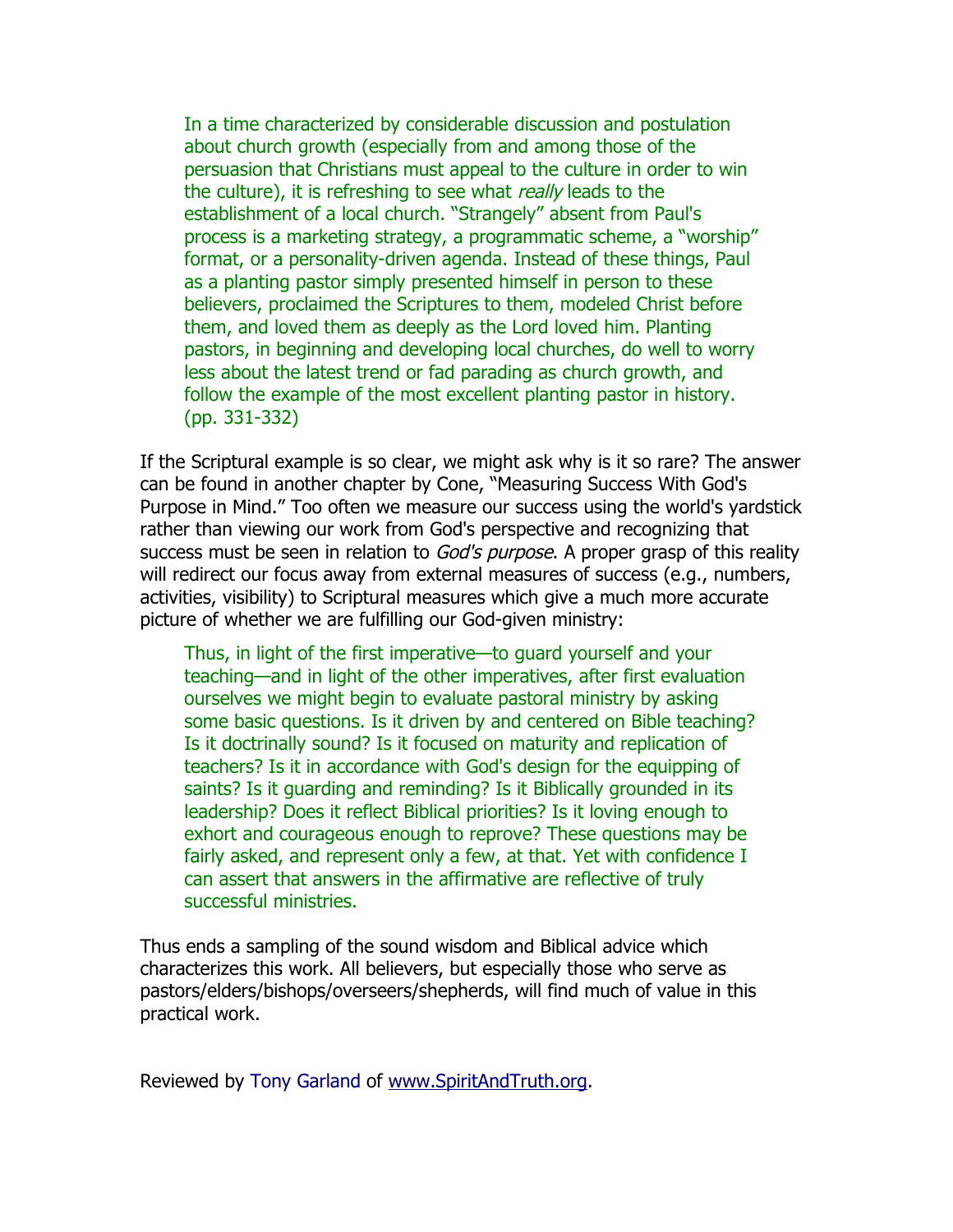> In a time characterized by considerable discussion and postulation about church growth (especially from and among those of the persuasion that Christians must appeal to the culture in order to win the culture), it is refreshing to see what *really* leads to the establishment of a local church. "Strangely" absent from Paul's process is a marketing strategy, a programmatic scheme, a "worship" format, or a personality-driven agenda. Instead of these things, Paul as a planting pastor simply presented himself in person to these believers, proclaimed the Scriptures to them, modeled Christ before them, and loved them as deeply as the Lord loved him. Planting pastors, in beginning and developing local churches, do well to worry less about the latest trend or fad parading as church growth, and follow the example of the most excellent planting pastor in history. (pp. 331-332)

If the Scriptural example is so clear, we might ask why is it so rare? The answer can be found in another chapter by Cone, "Measuring Success With God's Purpose in Mind." Too often we measure our success using the world's yardstick rather than viewing our work from God's perspective and recognizing that success must be seen in relation to *God's purpose*. A proper grasp of this reality will redirect our focus away from external measures of success (e.g., numbers, activities, visibility) to Scriptural measures which give a much more accurate picture of whether we are fulfilling our God-given ministry:

> Thus, in light of the first imperative—to guard yourself and your teaching—and in light of the other imperatives, after first evaluation ourselves we might begin to evaluate pastoral ministry by asking some basic questions. Is it driven by and centered on Bible teaching? Is it doctrinally sound? Is it focused on maturity and replication of teachers? Is it in accordance with God's design for the equipping of saints? Is it guarding and reminding? Is it Biblically grounded in its leadership? Does it reflect Biblical priorities? Is it loving enough to exhort and courageous enough to reprove? These questions may be fairly asked, and represent only a few, at that. Yet with confidence I can assert that answers in the affirmative are reflective of truly successful ministries.

Thus ends a sampling of the sound wisdom and Biblical advice which characterizes this work. All believers, but especially those who serve as pastors/elders/bishops/overseers/shepherds, will find much of value in this practical work.

Reviewed by Tony Garland of www.SpiritAndTruth.org.